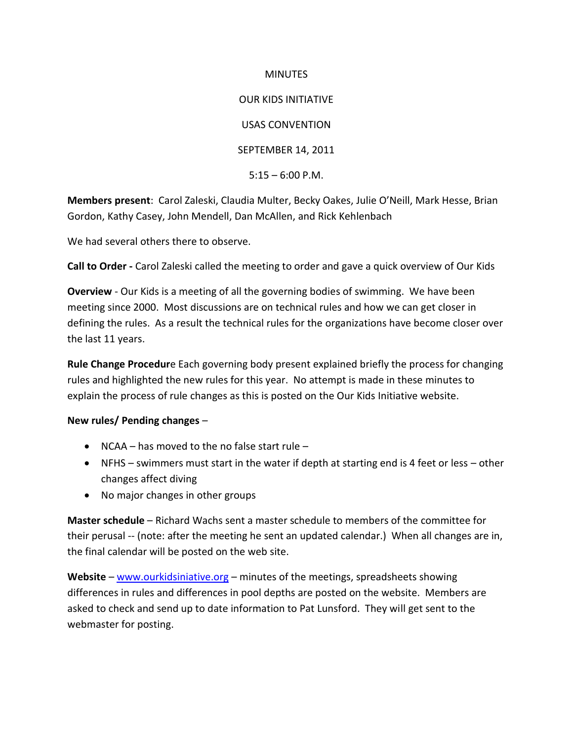MINUTES

OUR KIDS INITIATIVE

USAS CONVENTION

SEPTEMBER 14, 2011

5:15 – 6:00 P.M.

**Members present**: Carol Zaleski, Claudia Multer, Becky Oakes, Julie O'Neill, Mark Hesse, Brian Gordon, Kathy Casey, John Mendell, Dan McAllen, and Rick Kehlenbach

We had several others there to observe.

**Call to Order -** Carol Zaleski called the meeting to order and gave a quick overview of Our Kids

**Overview** - Our Kids is a meeting of all the governing bodies of swimming. We have been meeting since 2000. Most discussions are on technical rules and how we can get closer in defining the rules. As a result the technical rules for the organizations have become closer over the last 11 years.

**Rule Change Procedur**e Each governing body present explained briefly the process for changing rules and highlighted the new rules for this year. No attempt is made in these minutes to explain the process of rule changes as this is posted on the Our Kids Initiative website.

**New rules/ Pending changes** –

- NCAA – has moved to the no false start rule –
- NFHS – swimmers must start in the water if depth at starting end is 4 feet or less – other changes affect diving
- No major changes in other groups

**Master schedule** – Richard Wachs sent a master schedule to members of the committee for their perusal -- (note: after the meeting he sent an updated calendar.) When all changes are in, the final calendar will be posted on the web site.

**Website** – www.ourkidsiniative.org – minutes of the meetings, spreadsheets showing differences in rules and differences in pool depths are posted on the website. Members are asked to check and send up to date information to Pat Lunsford. They will get sent to the webmaster for posting.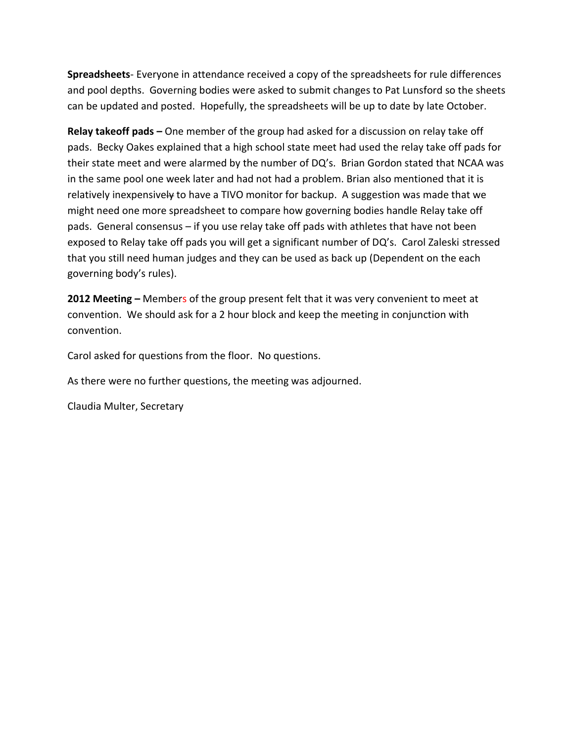**Spreadsheets**- Everyone in attendance received a copy of the spreadsheets for rule differences and pool depths. Governing bodies were asked to submit changes to Pat Lunsford so the sheets can be updated and posted. Hopefully, the spreadsheets will be up to date by late October.

**Relay takeoff pads –** One member of the group had asked for a discussion on relay take off pads. Becky Oakes explained that a high school state meet had used the relay take off pads for their state meet and were alarmed by the number of DQ's. Brian Gordon stated that NCAA was in the same pool one week later and had not had a problem. Brian also mentioned that it is relatively inexpensive~~ly~~ to have a TIVO monitor for backup. A suggestion was made that we might need one more spreadsheet to compare how governing bodies handle Relay take off pads. General consensus – if you use relay take off pads with athletes that have not been exposed to Relay take off pads you will get a significant number of DQ's. Carol Zaleski stressed that you still need human judges and they can be used as back up (Dependent on the each governing body's rules).

**2012 Meeting –** Members of the group present felt that it was very convenient to meet at convention. We should ask for a 2 hour block and keep the meeting in conjunction with convention.

Carol asked for questions from the floor. No questions.

As there were no further questions, the meeting was adjourned.

Claudia Multer, Secretary